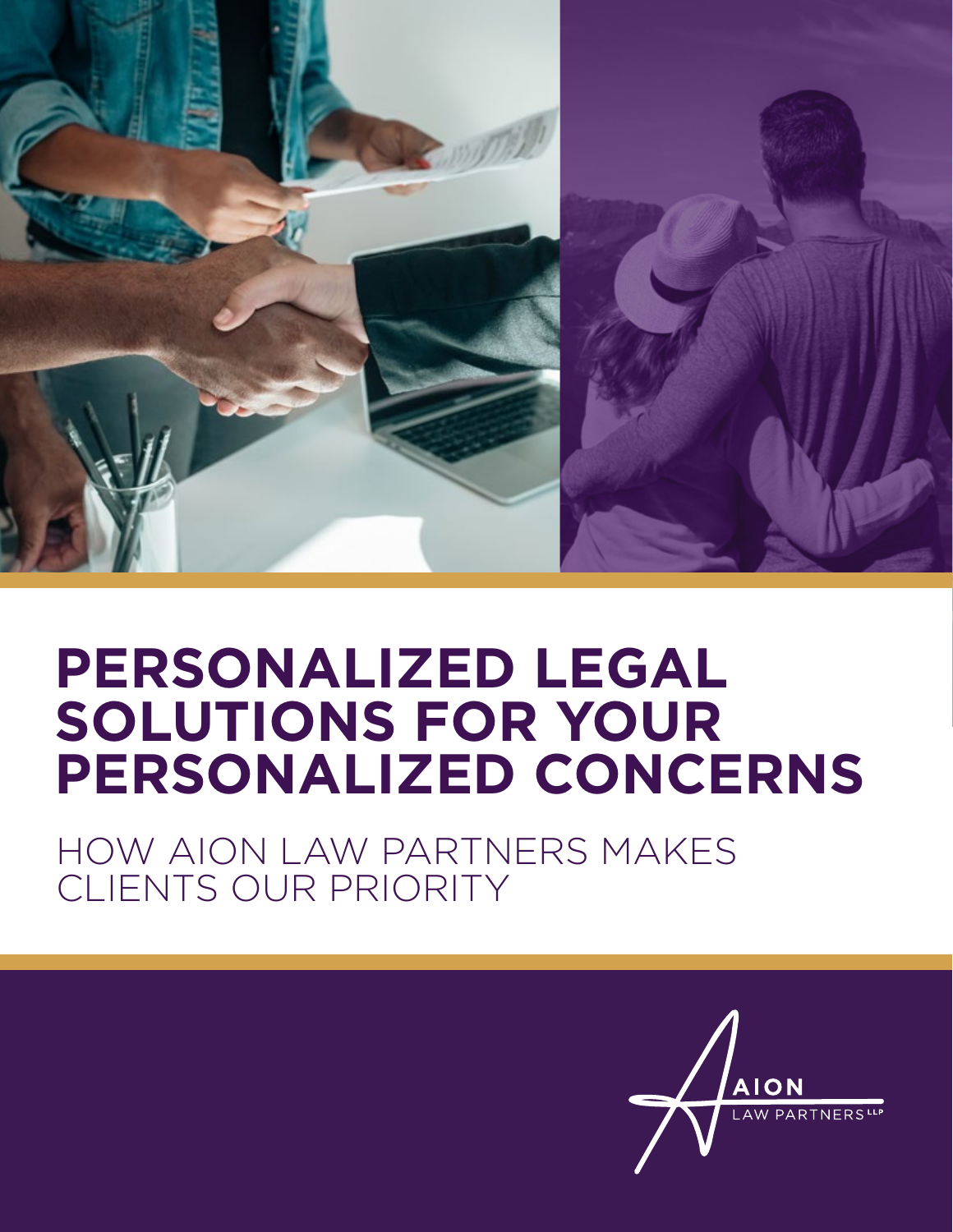# PERSONALIZED LEGAL SOLUTIONS FOR YOUR PERSONALIZED CONCERNS

HOW AION LAW PARTNERS MAKES CLIENTS OUR PRIORITY

AION LAW PARTNERS LLP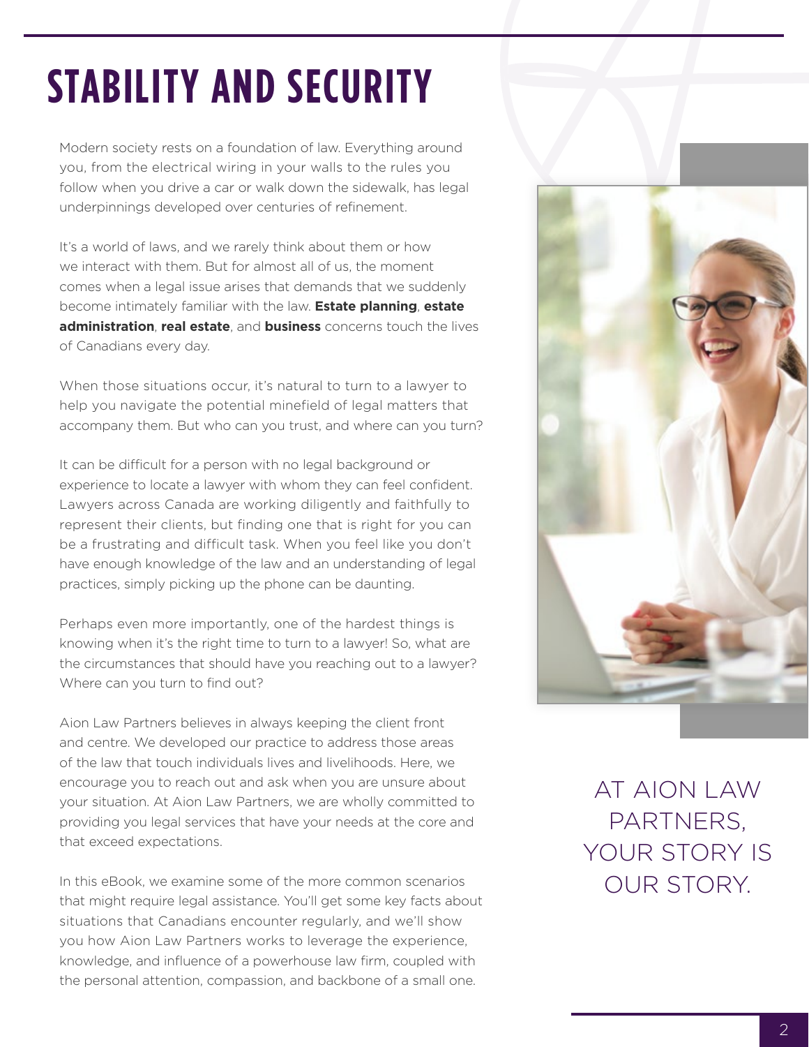# STABILITY AND SECURITY

Modern society rests on a foundation of law. Everything around you, from the electrical wiring in your walls to the rules you follow when you drive a car or walk down the sidewalk, has legal underpinnings developed over centuries of refinement.

It's a world of laws, and we rarely think about them or how we interact with them. But for almost all of us, the moment comes when a legal issue arises that demands that we suddenly become intimately familiar with the law. **Estate planning**, **estate administration**, **real estate**, and **business** concerns touch the lives of Canadians every day.

When those situations occur, it's natural to turn to a lawyer to help you navigate the potential minefield of legal matters that accompany them. But who can you trust, and where can you turn?

It can be difficult for a person with no legal background or experience to locate a lawyer with whom they can feel confident. Lawyers across Canada are working diligently and faithfully to represent their clients, but finding one that is right for you can be a frustrating and difficult task. When you feel like you don't have enough knowledge of the law and an understanding of legal practices, simply picking up the phone can be daunting.

Perhaps even more importantly, one of the hardest things is knowing when it's the right time to turn to a lawyer! So, what are the circumstances that should have you reaching out to a lawyer? Where can you turn to find out?

Aion Law Partners believes in always keeping the client front and centre. We developed our practice to address those areas of the law that touch individuals lives and livelihoods. Here, we encourage you to reach out and ask when you are unsure about your situation. At Aion Law Partners, we are wholly committed to providing you legal services that have your needs at the core and that exceed expectations.

In this eBook, we examine some of the more common scenarios that might require legal assistance. You'll get some key facts about situations that Canadians encounter regularly, and we'll show you how Aion Law Partners works to leverage the experience, knowledge, and influence of a powerhouse law firm, coupled with the personal attention, compassion, and backbone of a small one.

AT AION LAW PARTNERS, YOUR STORY IS OUR STORY.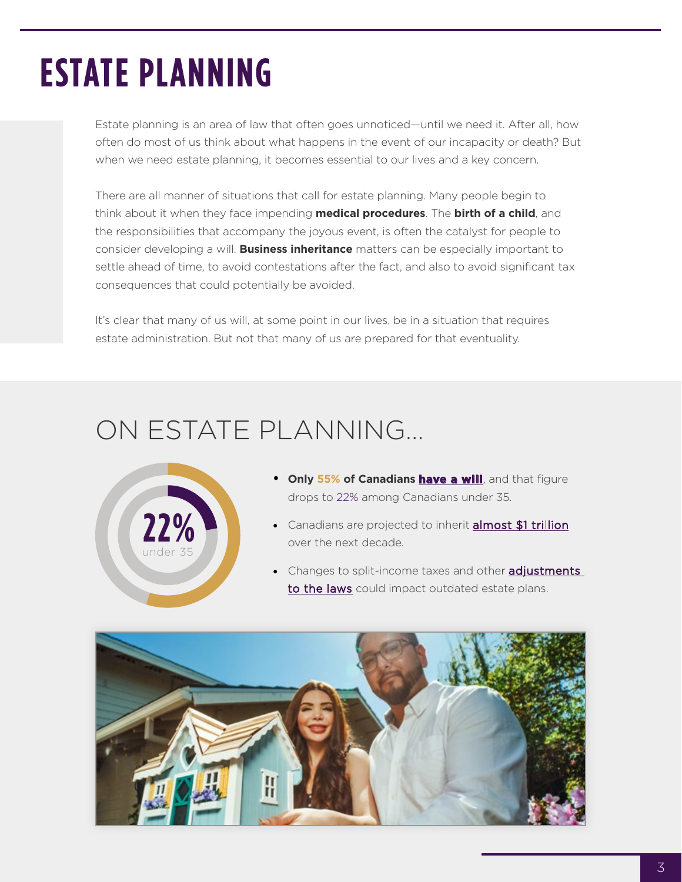# ESTATE PLANNING

Estate planning is an area of law that often goes unnoticed—until we need it. After all, how often do most of us think about what happens in the event of our incapacity or death? But when we need estate planning, it becomes essential to our lives and a key concern.

There are all manner of situations that call for estate planning. Many people begin to think about it when they face impending **medical procedures**. The **birth of a child**, and the responsibilities that accompany the joyous event, is often the catalyst for people to consider developing a will. **Business inheritance** matters can be especially important to settle ahead of time, to avoid contestations after the fact, and also to avoid significant tax consequences that could potentially be avoided.

It's clear that many of us will, at some point in our lives, be in a situation that requires estate administration. But not that many of us are prepared for that eventuality.

## ON ESTATE PLANNING...

22%
under 35

- **Only 55% of Canadians have a will**, and that figure drops to 22% among Canadians under 35.
- Canadians are projected to inherit almost $1 trillion over the next decade.
- Changes to split-income taxes and other adjustments to the laws could impact outdated estate plans.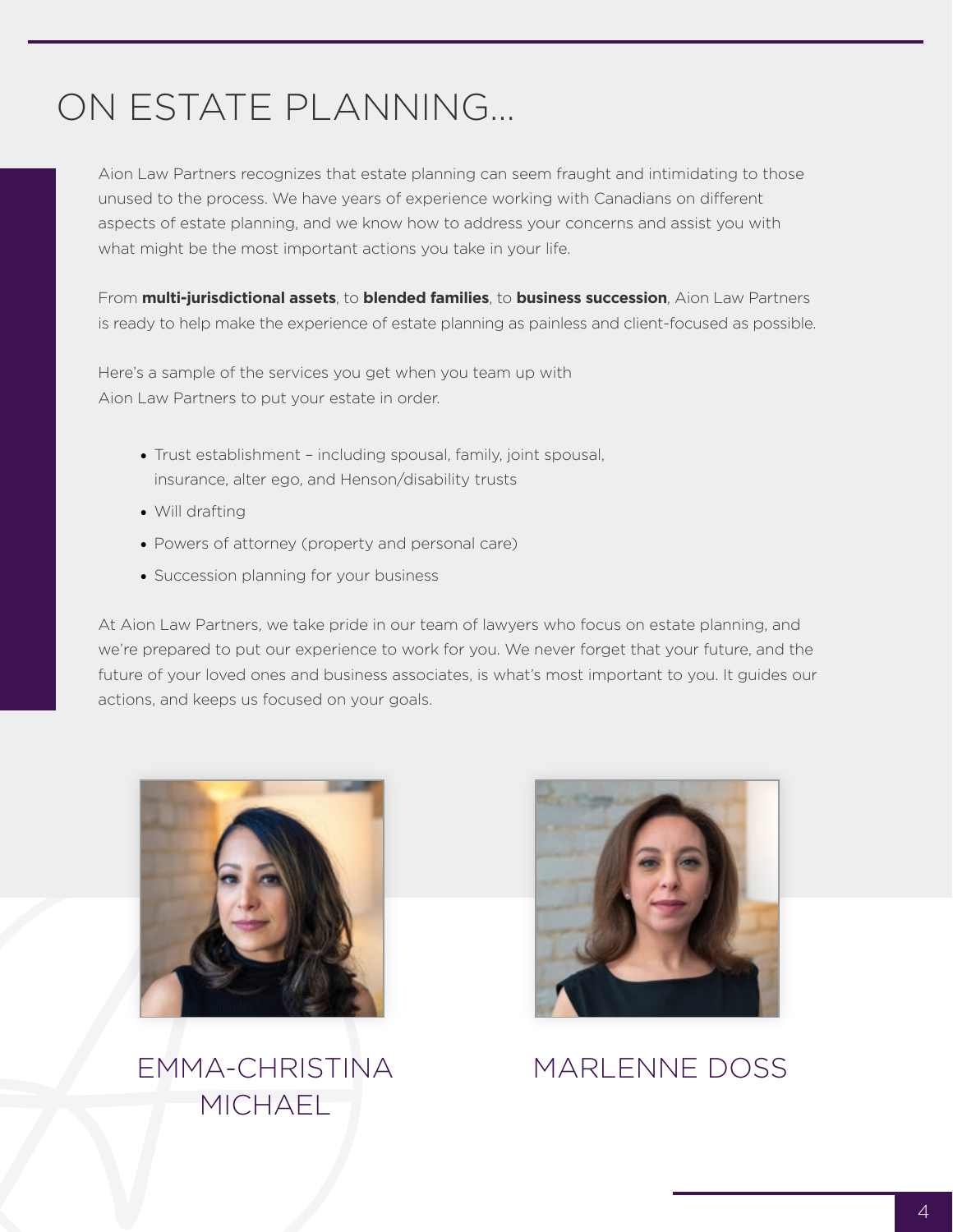# ON ESTATE PLANNING...

Aion Law Partners recognizes that estate planning can seem fraught and intimidating to those unused to the process. We have years of experience working with Canadians on different aspects of estate planning, and we know how to address your concerns and assist you with what might be the most important actions you take in your life.

From **multi-jurisdictional assets**, to **blended families**, to **business succession**, Aion Law Partners is ready to help make the experience of estate planning as painless and client-focused as possible.

Here's a sample of the services you get when you team up with Aion Law Partners to put your estate in order.

- Trust establishment – including spousal, family, joint spousal, insurance, alter ego, and Henson/disability trusts
- Will drafting
- Powers of attorney (property and personal care)
- Succession planning for your business

At Aion Law Partners, we take pride in our team of lawyers who focus on estate planning, and we're prepared to put our experience to work for you. We never forget that your future, and the future of your loved ones and business associates, is what's most important to you. It guides our actions, and keeps us focused on your goals.

EMMA-CHRISTINA MICHAEL

MARLENNE DOSS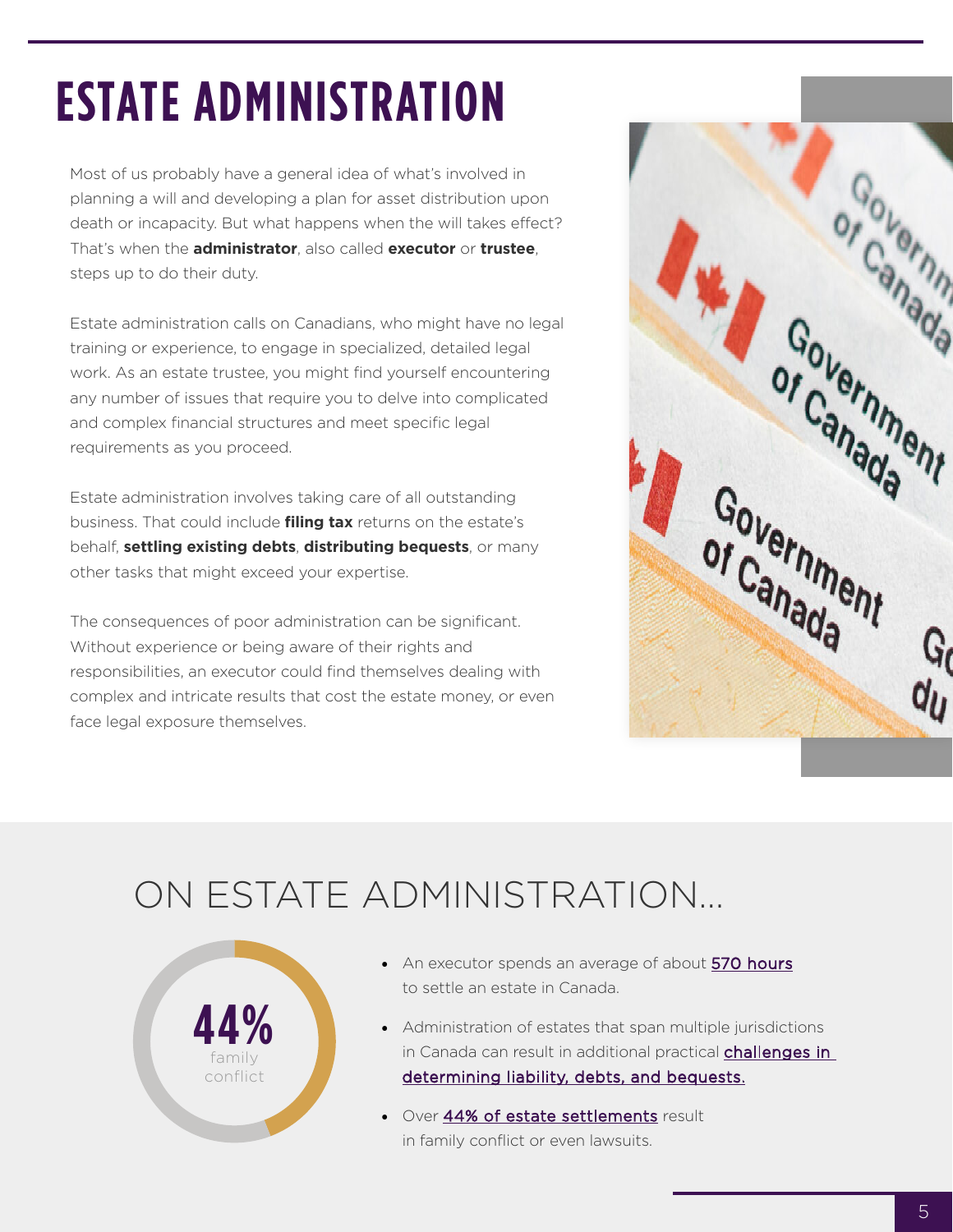# ESTATE ADMINISTRATION

Most of us probably have a general idea of what's involved in planning a will and developing a plan for asset distribution upon death or incapacity. But what happens when the will takes effect? That's when the **administrator**, also called **executor** or **trustee**, steps up to do their duty.

Estate administration calls on Canadians, who might have no legal training or experience, to engage in specialized, detailed legal work. As an estate trustee, you might find yourself encountering any number of issues that require you to delve into complicated and complex financial structures and meet specific legal requirements as you proceed.

Estate administration involves taking care of all outstanding business. That could include **filing tax** returns on the estate's behalf, **settling existing debts**, **distributing bequests**, or many other tasks that might exceed your expertise.

The consequences of poor administration can be significant. Without experience or being aware of their rights and responsibilities, an executor could find themselves dealing with complex and intricate results that cost the estate money, or even face legal exposure themselves.

## ON ESTATE ADMINISTRATION...

**44%** family conflict

- An executor spends an average of about 570 hours to settle an estate in Canada.
- Administration of estates that span multiple jurisdictions in Canada can result in additional practical challenges in determining liability, debts, and bequests.
- Over 44% of estate settlements result in family conflict or even lawsuits.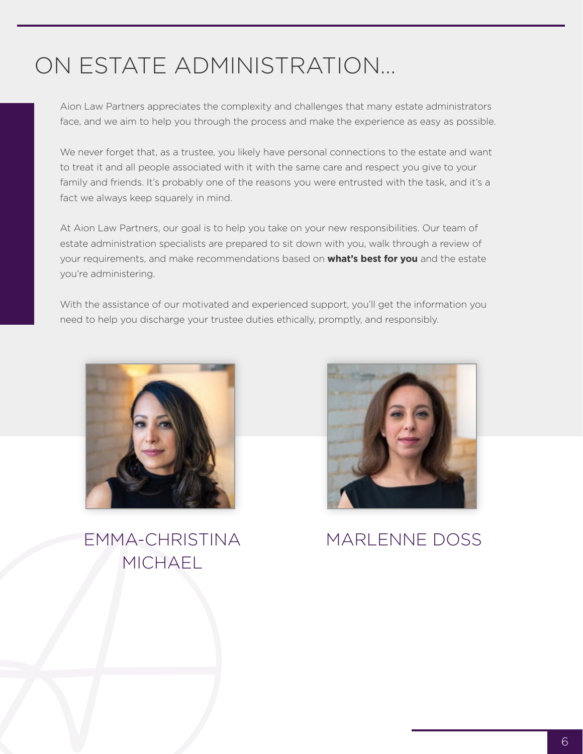# ON ESTATE ADMINISTRATION...

Aion Law Partners appreciates the complexity and challenges that many estate administrators face, and we aim to help you through the process and make the experience as easy as possible.

We never forget that, as a trustee, you likely have personal connections to the estate and want to treat it and all people associated with it with the same care and respect you give to your family and friends. It's probably one of the reasons you were entrusted with the task, and it's a fact we always keep squarely in mind.

At Aion Law Partners, our goal is to help you take on your new responsibilities. Our team of estate administration specialists are prepared to sit down with you, walk through a review of your requirements, and make recommendations based on **what's best for you** and the estate you're administering.

With the assistance of our motivated and experienced support, you'll get the information you need to help you discharge your trustee duties ethically, promptly, and responsibly.

EMMA-CHRISTINA MICHAEL

MARLENNE DOSS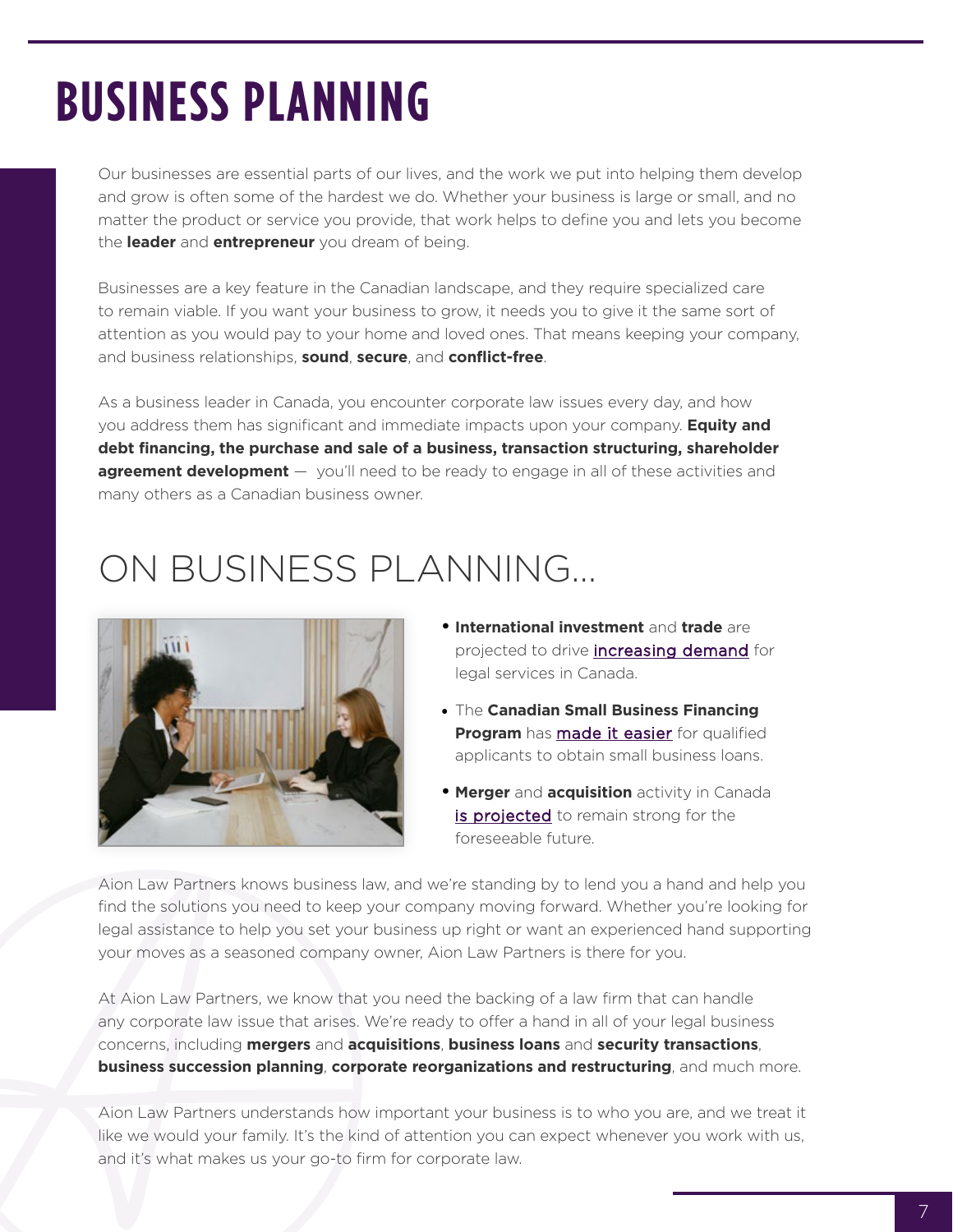# BUSINESS PLANNING

Our businesses are essential parts of our lives, and the work we put into helping them develop and grow is often some of the hardest we do. Whether your business is large or small, and no matter the product or service you provide, that work helps to define you and lets you become the **leader** and **entrepreneur** you dream of being.

Businesses are a key feature in the Canadian landscape, and they require specialized care to remain viable. If you want your business to grow, it needs you to give it the same sort of attention as you would pay to your home and loved ones. That means keeping your company, and business relationships, **sound**, **secure**, and **conflict-free**.

As a business leader in Canada, you encounter corporate law issues every day, and how you address them has significant and immediate impacts upon your company. **Equity and debt financing, the purchase and sale of a business, transaction structuring, shareholder agreement development** — you'll need to be ready to engage in all of these activities and many others as a Canadian business owner.

## ON BUSINESS PLANNING...

- **International investment** and **trade** are projected to drive increasing demand for legal services in Canada.
- The **Canadian Small Business Financing Program** has made it easier for qualified applicants to obtain small business loans.
- **Merger** and **acquisition** activity in Canada is projected to remain strong for the foreseeable future.

Aion Law Partners knows business law, and we're standing by to lend you a hand and help you find the solutions you need to keep your company moving forward. Whether you're looking for legal assistance to help you set your business up right or want an experienced hand supporting your moves as a seasoned company owner, Aion Law Partners is there for you.

At Aion Law Partners, we know that you need the backing of a law firm that can handle any corporate law issue that arises. We're ready to offer a hand in all of your legal business concerns, including **mergers** and **acquisitions**, **business loans** and **security transactions**, **business succession planning**, **corporate reorganizations and restructuring**, and much more.

Aion Law Partners understands how important your business is to who you are, and we treat it like we would your family. It's the kind of attention you can expect whenever you work with us, and it's what makes us your go-to firm for corporate law.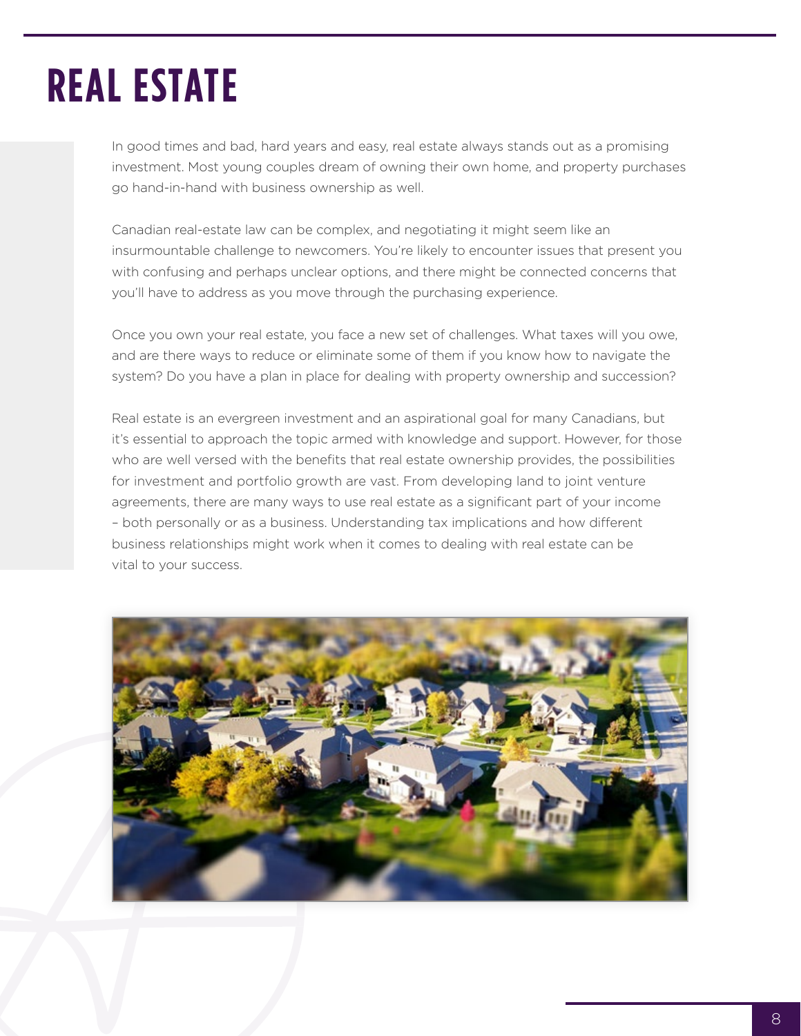# REAL ESTATE

In good times and bad, hard years and easy, real estate always stands out as a promising investment. Most young couples dream of owning their own home, and property purchases go hand-in-hand with business ownership as well.

Canadian real-estate law can be complex, and negotiating it might seem like an insurmountable challenge to newcomers. You're likely to encounter issues that present you with confusing and perhaps unclear options, and there might be connected concerns that you'll have to address as you move through the purchasing experience.

Once you own your real estate, you face a new set of challenges. What taxes will you owe, and are there ways to reduce or eliminate some of them if you know how to navigate the system? Do you have a plan in place for dealing with property ownership and succession?

Real estate is an evergreen investment and an aspirational goal for many Canadians, but it's essential to approach the topic armed with knowledge and support. However, for those who are well versed with the benefits that real estate ownership provides, the possibilities for investment and portfolio growth are vast. From developing land to joint venture agreements, there are many ways to use real estate as a significant part of your income – both personally or as a business. Understanding tax implications and how different business relationships might work when it comes to dealing with real estate can be vital to your success.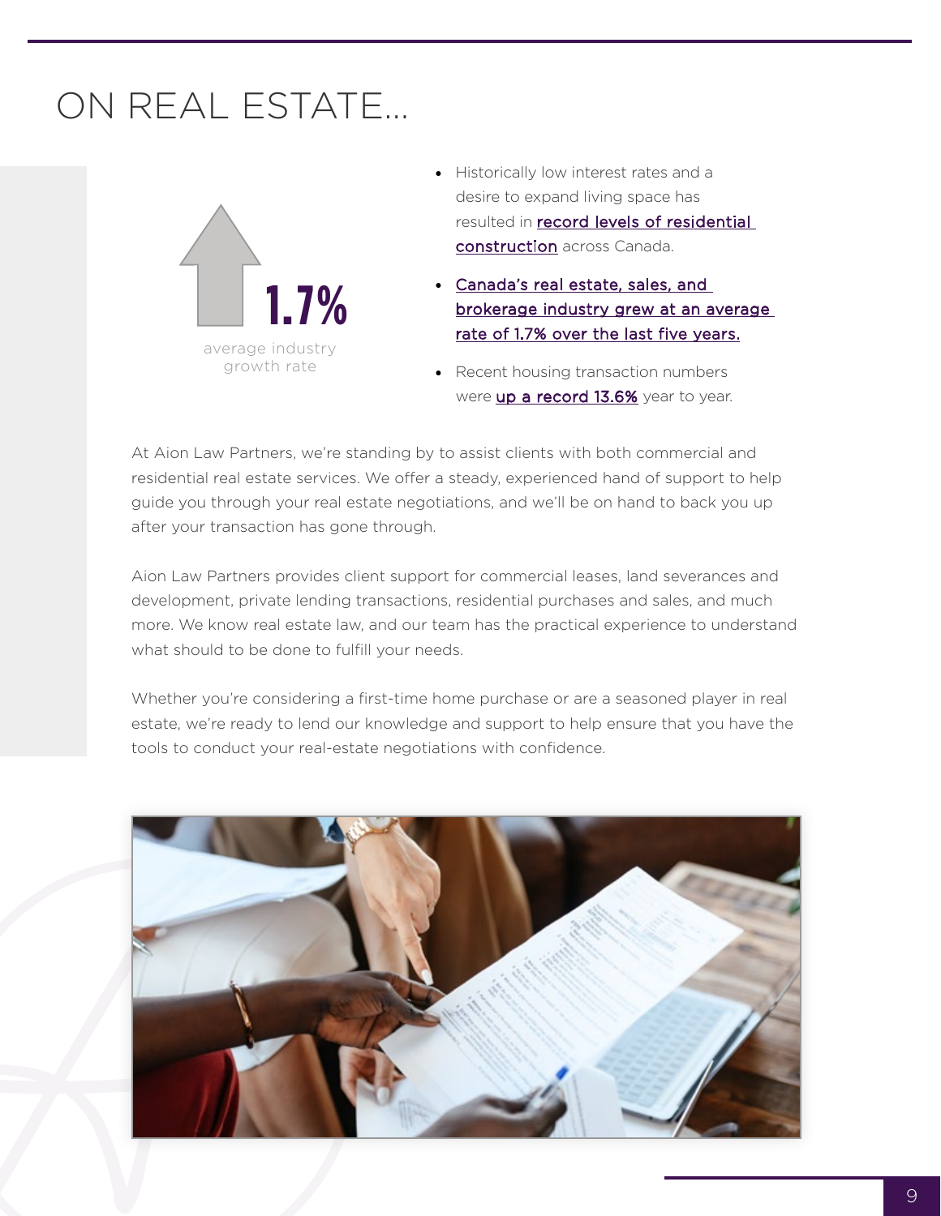# ON REAL ESTATE...

**1.7%**

average industry growth rate

- Historically low interest rates and a desire to expand living space has resulted in record levels of residential construction across Canada.
- Canada's real estate, sales, and brokerage industry grew at an average rate of 1.7% over the last five years.
- Recent housing transaction numbers were up a record 13.6% year to year.

At Aion Law Partners, we're standing by to assist clients with both commercial and residential real estate services. We offer a steady, experienced hand of support to help guide you through your real estate negotiations, and we'll be on hand to back you up after your transaction has gone through.

Aion Law Partners provides client support for commercial leases, land severances and development, private lending transactions, residential purchases and sales, and much more. We know real estate law, and our team has the practical experience to understand what should to be done to fulfill your needs.

Whether you're considering a first-time home purchase or are a seasoned player in real estate, we're ready to lend our knowledge and support to help ensure that you have the tools to conduct your real-estate negotiations with confidence.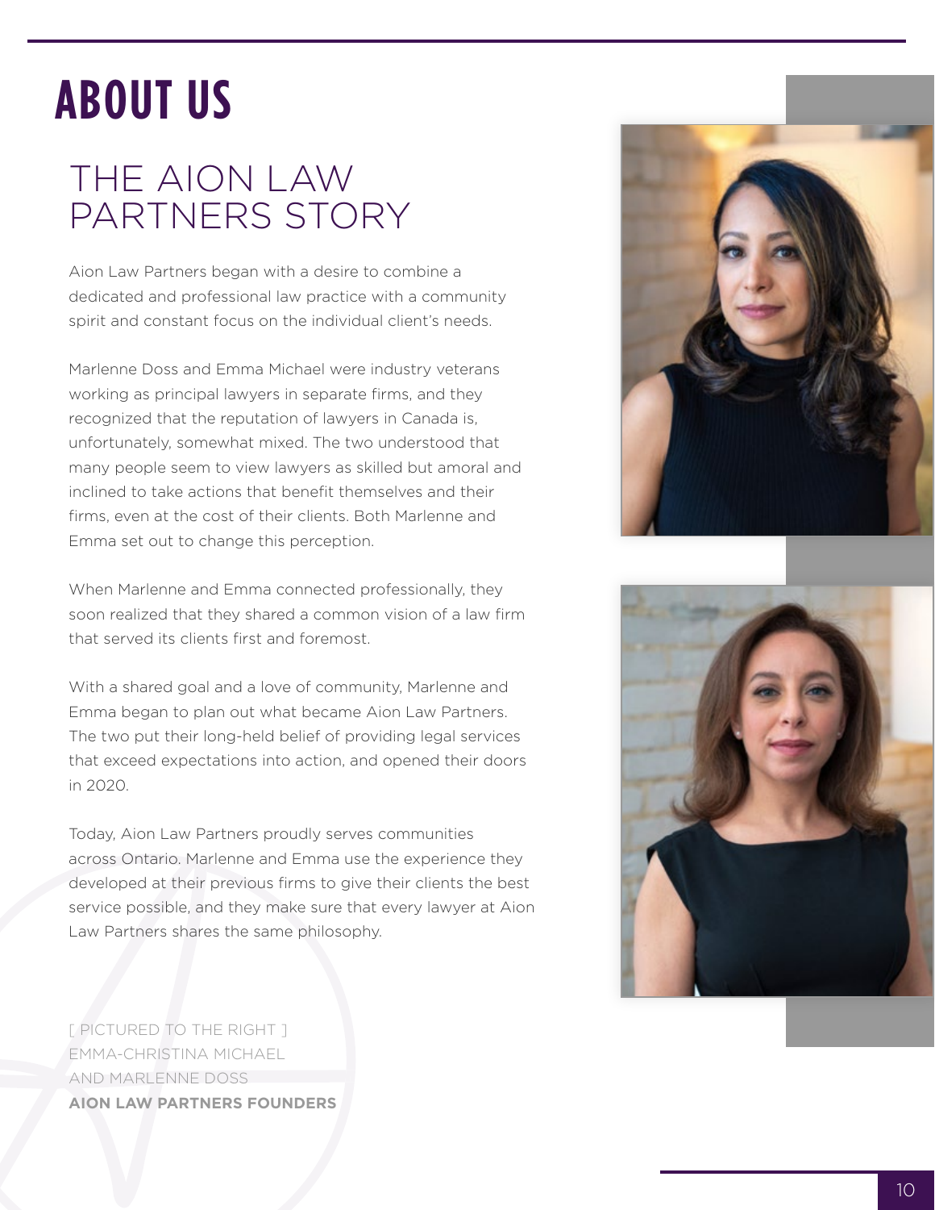# ABOUT US

## THE AION LAW PARTNERS STORY

Aion Law Partners began with a desire to combine a dedicated and professional law practice with a community spirit and constant focus on the individual client's needs.

Marlenne Doss and Emma Michael were industry veterans working as principal lawyers in separate firms, and they recognized that the reputation of lawyers in Canada is, unfortunately, somewhat mixed. The two understood that many people seem to view lawyers as skilled but amoral and inclined to take actions that benefit themselves and their firms, even at the cost of their clients. Both Marlenne and Emma set out to change this perception.

When Marlenne and Emma connected professionally, they soon realized that they shared a common vision of a law firm that served its clients first and foremost.

With a shared goal and a love of community, Marlenne and Emma began to plan out what became Aion Law Partners. The two put their long-held belief of providing legal services that exceed expectations into action, and opened their doors in 2020.

Today, Aion Law Partners proudly serves communities across Ontario. Marlenne and Emma use the experience they developed at their previous firms to give their clients the best service possible, and they make sure that every lawyer at Aion Law Partners shares the same philosophy.

[ PICTURED TO THE RIGHT ]
EMMA-CHRISTINA MICHAEL
AND MARLENNE DOSS
**AION LAW PARTNERS FOUNDERS**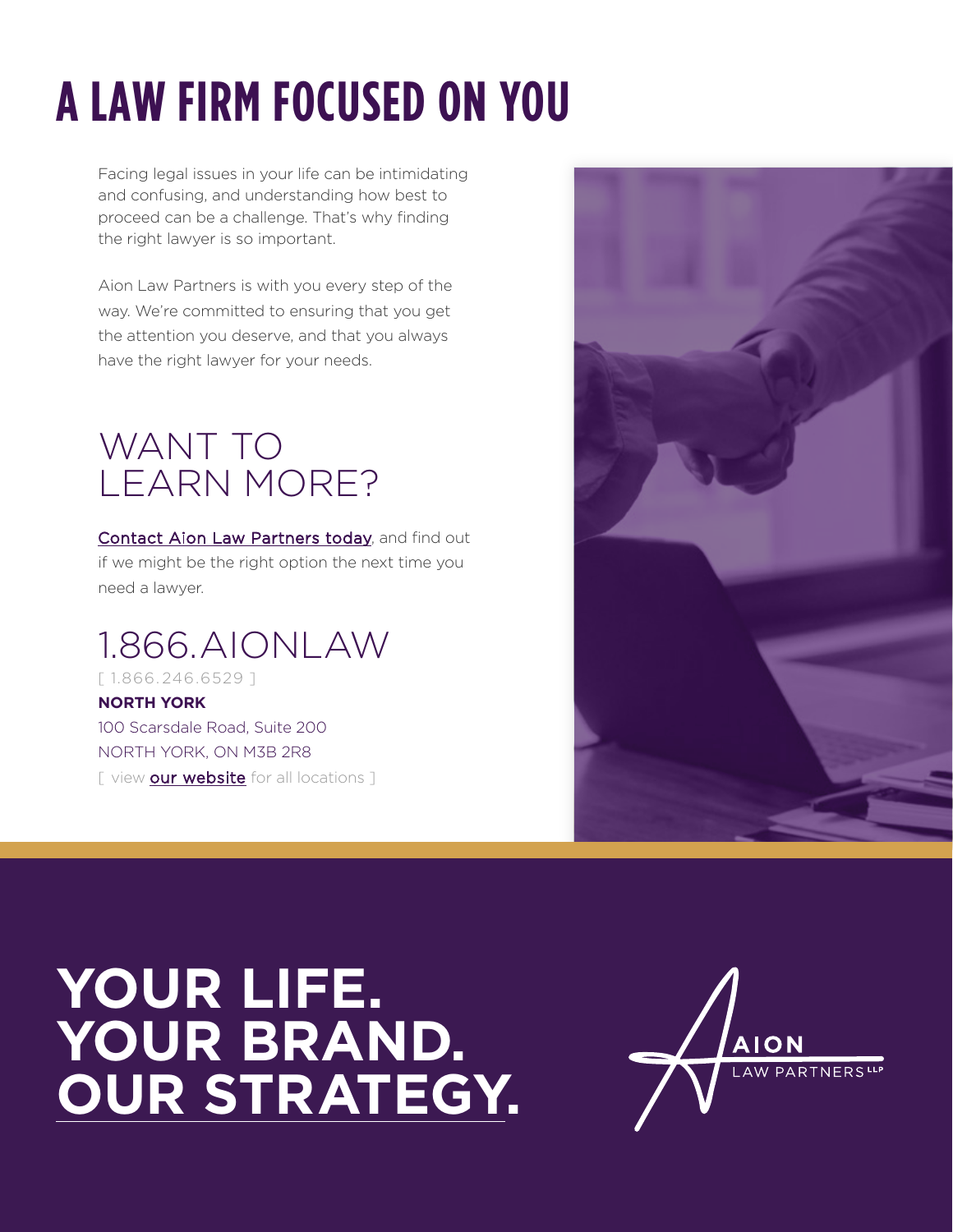# A LAW FIRM FOCUSED ON YOU

Facing legal issues in your life can be intimidating and confusing, and understanding how best to proceed can be a challenge. That's why finding the right lawyer is so important.

Aion Law Partners is with you every step of the way. We're committed to ensuring that you get the attention you deserve, and that you always have the right lawyer for your needs.

## WANT TO LEARN MORE?

Contact Aion Law Partners today, and find out if we might be the right option the next time you need a lawyer.

## 1.866.AIONLAW

[ 1.866.246.6529 ]

**NORTH YORK**

100 Scarsdale Road, Suite 200
NORTH YORK, ON M3B 2R8

[ view our website for all locations ]

# YOUR LIFE. YOUR BRAND. OUR STRATEGY.

AION LAW PARTNERS LLP